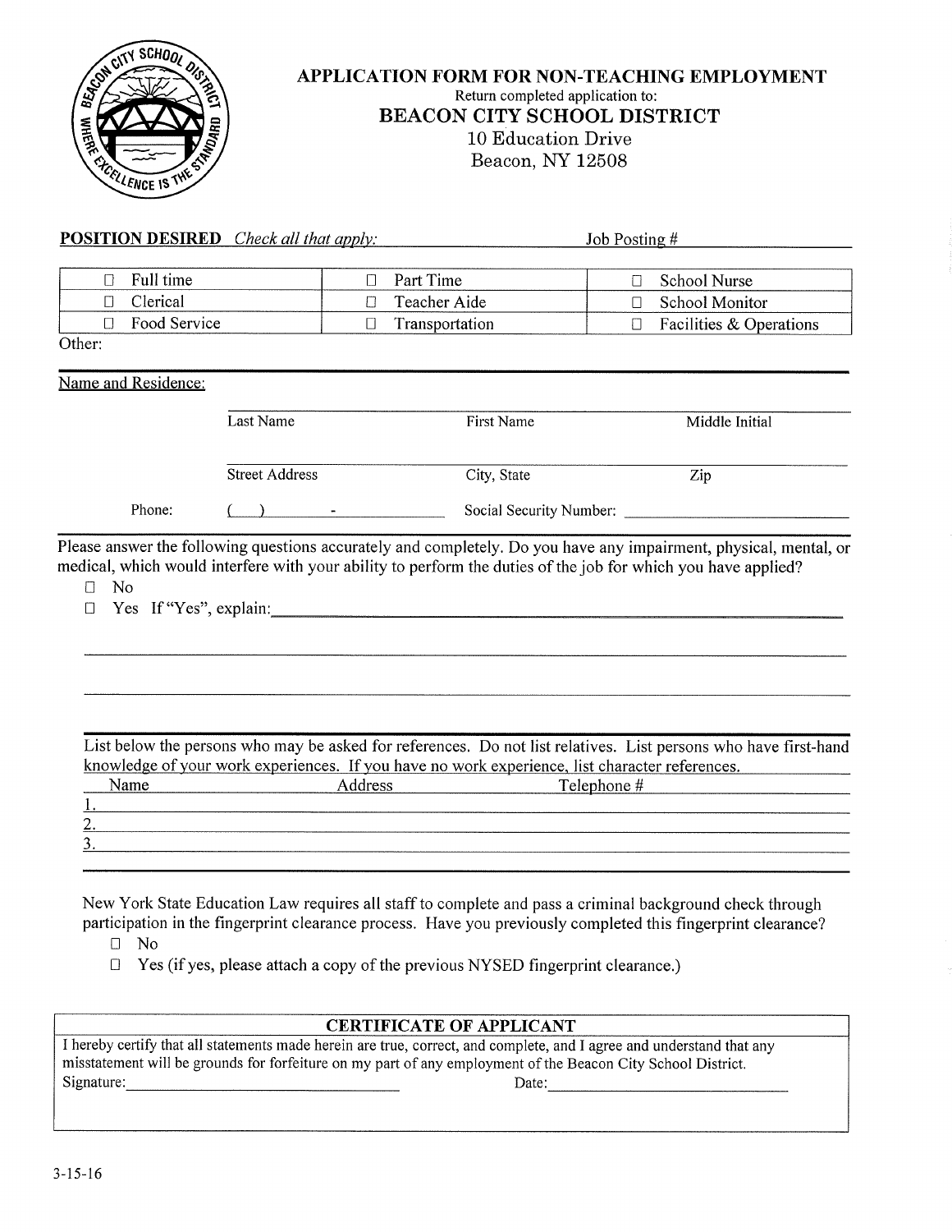# APPLICATION FORM FOR NON-TEACHING EMPLOYMENT

Return completed application to:

## BEACON CITY SCHOOL DISTRICT

10 Education Drive
Beacon, NY 12508

**POSITION DESIRED** *Check all that apply:* Job Posting # ____________

| | | |
|---|---|---|
| ☐ Full time | ☐ Part Time | ☐ School Nurse |
| ☐ Clerical | ☐ Teacher Aide | ☐ School Monitor |
| ☐ Food Service | ☐ Transportation | ☐ Facilities & Operations |

Other:

Name and Residence:

| Last Name | First Name | Middle Initial |
|---|---|---|
| | | |

| Street Address | City, State | Zip |
|---|---|---|
| | | |

Phone: ( ) - Social Security Number: ____________

Please answer the following questions accurately and completely. Do you have any impairment, physical, mental, or medical, which would interfere with your ability to perform the duties of the job for which you have applied?

☐ No
☐ Yes If "Yes", explain: ____________

List below the persons who may be asked for references. Do not list relatives. List persons who have first-hand knowledge of your work experiences. If you have no work experience, list character references.

| | Name | Address | Telephone # |
|---|---|---|---|
| 1. | | | |
| 2. | | | |
| 3. | | | |

New York State Education Law requires all staff to complete and pass a criminal background check through participation in the fingerprint clearance process. Have you previously completed this fingerprint clearance?

☐ No
☐ Yes (if yes, please attach a copy of the previous NYSED fingerprint clearance.)

### CERTIFICATE OF APPLICANT

I hereby certify that all statements made herein are true, correct, and complete, and I agree and understand that any misstatement will be grounds for forfeiture on my part of any employment of the Beacon City School District.

Signature: ____________ Date: ____________

3-15-16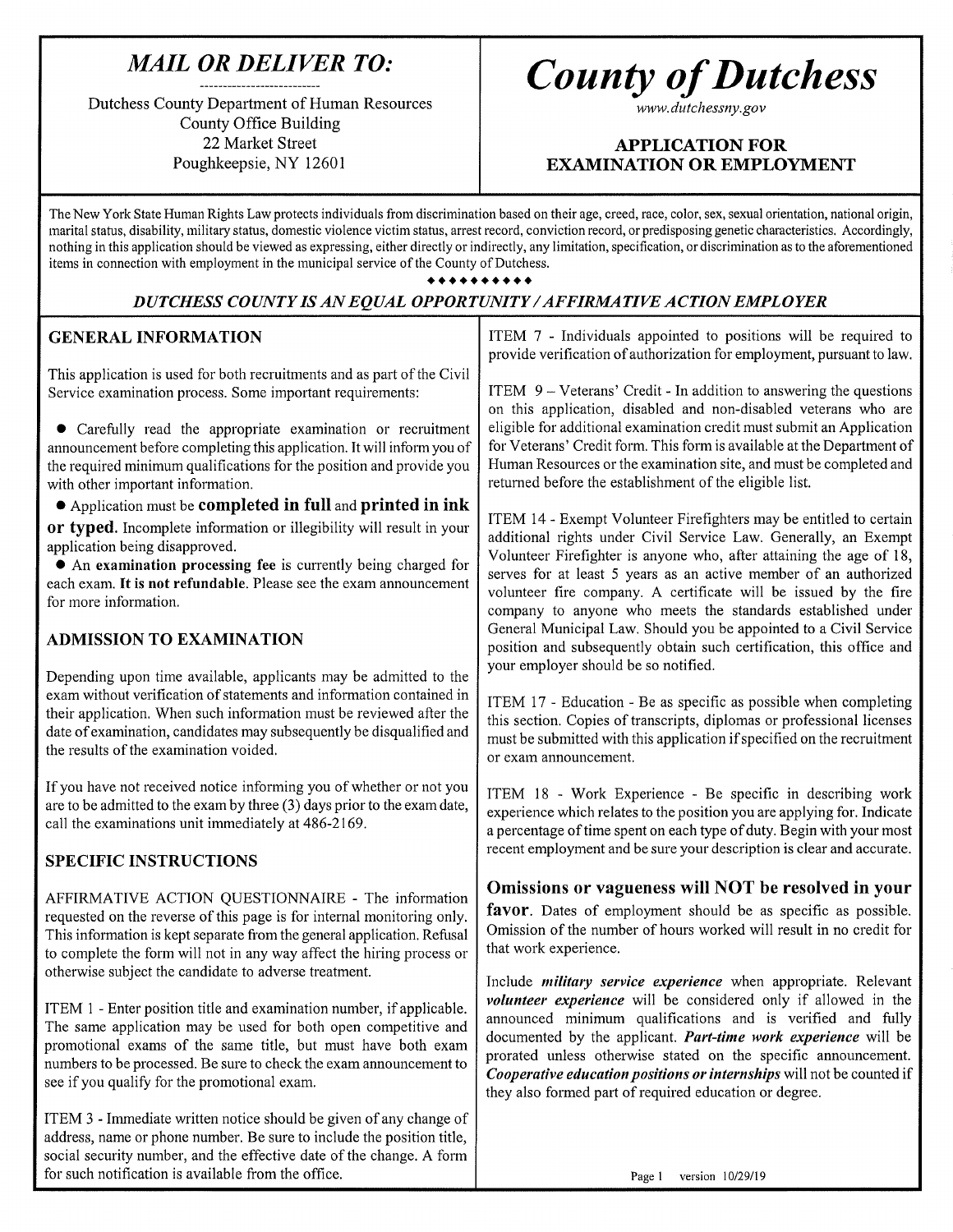## MAIL OR DELIVER TO:

Dutchess County Department of Human Resources
County Office Building
22 Market Street
Poughkeepsie, NY 12601

# County of Dutchess

*www.dutchessny.gov*

**APPLICATION FOR EXAMINATION OR EMPLOYMENT**

The New York State Human Rights Law protects individuals from discrimination based on their age, creed, race, color, sex, sexual orientation, national origin, marital status, disability, military status, domestic violence victim status, arrest record, conviction record, or predisposing genetic characteristics. Accordingly, nothing in this application should be viewed as expressing, either directly or indirectly, any limitation, specification, or discrimination as to the aforementioned items in connection with employment in the municipal service of the County of Dutchess.

◆◆◆◆◆◆◆◆◆◆

***DUTCHESS COUNTY IS AN EQUAL OPPORTUNITY / AFFIRMATIVE ACTION EMPLOYER***

### GENERAL INFORMATION

This application is used for both recruitments and as part of the Civil Service examination process. Some important requirements:

- Carefully read the appropriate examination or recruitment announcement before completing this application. It will inform you of the required minimum qualifications for the position and provide you with other important information.
- Application must be **completed in full** and **printed in ink or typed.** Incomplete information or illegibility will result in your application being disapproved.
- An **examination processing fee** is currently being charged for each exam. **It is not refundable**. Please see the exam announcement for more information.

### ADMISSION TO EXAMINATION

Depending upon time available, applicants may be admitted to the exam without verification of statements and information contained in their application. When such information must be reviewed after the date of examination, candidates may subsequently be disqualified and the results of the examination voided.

If you have not received notice informing you of whether or not you are to be admitted to the exam by three (3) days prior to the exam date, call the examinations unit immediately at 486-2169.

### SPECIFIC INSTRUCTIONS

AFFIRMATIVE ACTION QUESTIONNAIRE - The information requested on the reverse of this page is for internal monitoring only. This information is kept separate from the general application. Refusal to complete the form will not in any way affect the hiring process or otherwise subject the candidate to adverse treatment.

ITEM 1 - Enter position title and examination number, if applicable. The same application may be used for both open competitive and promotional exams of the same title, but must have both exam numbers to be processed. Be sure to check the exam announcement to see if you qualify for the promotional exam.

ITEM 3 - Immediate written notice should be given of any change of address, name or phone number. Be sure to include the position title, social security number, and the effective date of the change. A form for such notification is available from the office.

ITEM 7 - Individuals appointed to positions will be required to provide verification of authorization for employment, pursuant to law.

ITEM 9 – Veterans' Credit - In addition to answering the questions on this application, disabled and non-disabled veterans who are eligible for additional examination credit must submit an Application for Veterans' Credit form. This form is available at the Department of Human Resources or the examination site, and must be completed and returned before the establishment of the eligible list.

ITEM 14 - Exempt Volunteer Firefighters may be entitled to certain additional rights under Civil Service Law. Generally, an Exempt Volunteer Firefighter is anyone who, after attaining the age of 18, serves for at least 5 years as an active member of an authorized volunteer fire company. A certificate will be issued by the fire company to anyone who meets the standards established under General Municipal Law. Should you be appointed to a Civil Service position and subsequently obtain such certification, this office and your employer should be so notified.

ITEM 17 - Education - Be as specific as possible when completing this section. Copies of transcripts, diplomas or professional licenses must be submitted with this application if specified on the recruitment or exam announcement.

ITEM 18 - Work Experience - Be specific in describing work experience which relates to the position you are applying for. Indicate a percentage of time spent on each type of duty. Begin with your most recent employment and be sure your description is clear and accurate.

**Omissions or vagueness will NOT be resolved in your favor**. Dates of employment should be as specific as possible. Omission of the number of hours worked will result in no credit for that work experience.

Include ***military service experience*** when appropriate. Relevant ***volunteer experience*** will be considered only if allowed in the announced minimum qualifications and is verified and fully documented by the applicant. ***Part-time work experience*** will be prorated unless otherwise stated on the specific announcement. ***Cooperative education positions or internships*** will not be counted if they also formed part of required education or degree.

version 10/29/19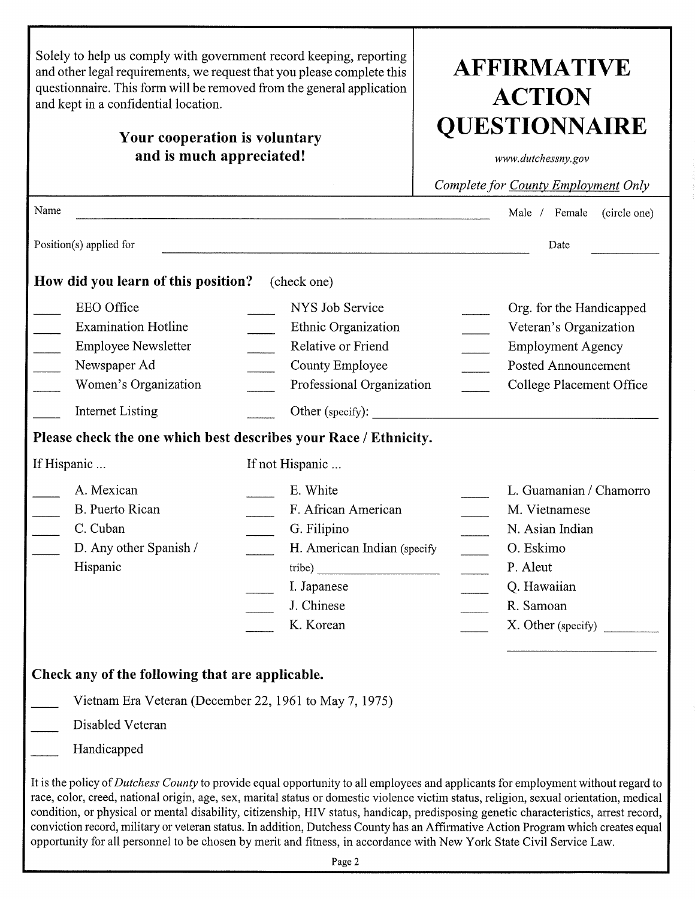Solely to help us comply with government record keeping, reporting and other legal requirements, we request that you please complete this questionnaire. This form will be removed from the general application and kept in a confidential location.

**Your cooperation is voluntary and is much appreciated!**

# AFFIRMATIVE ACTION QUESTIONNAIRE

*www.dutchessny.gov*

*Complete for County Employment Only*

Name ______________________________ Male / Female (circle one)

Position(s) applied for ______________________________ Date __________

## How did you learn of this position? (check one)

| | | |
|---|---|---|
| ____ EEO Office | ____ NYS Job Service | ____ Org. for the Handicapped |
| ____ Examination Hotline | ____ Ethnic Organization | ____ Veteran's Organization |
| ____ Employee Newsletter | ____ Relative or Friend | ____ Employment Agency |
| ____ Newspaper Ad | ____ County Employee | ____ Posted Announcement |
| ____ Women's Organization | ____ Professional Organization | ____ College Placement Office |
| ____ Internet Listing | ____ Other (specify): ______________ | |

## Please check the one which best describes your Race / Ethnicity.

| If Hispanic ... | If not Hispanic ... | |
|---|---|---|
| ____ A. Mexican | ____ E. White | ____ L. Guamanian / Chamorro |
| ____ B. Puerto Rican | ____ F. African American | ____ M. Vietnamese |
| ____ C. Cuban | ____ G. Filipino | ____ N. Asian Indian |
| ____ D. Any other Spanish / Hispanic | ____ H. American Indian (specify tribe) ______________ | ____ O. Eskimo |
| | | ____ P. Aleut |
| | ____ I. Japanese | ____ Q. Hawaiian |
| | ____ J. Chinese | ____ R. Samoan |
| | ____ K. Korean | ____ X. Other (specify) ______________ |

## Check any of the following that are applicable.

____ Vietnam Era Veteran (December 22, 1961 to May 7, 1975)

____ Disabled Veteran

____ Handicapped

It is the policy of *Dutchess County* to provide equal opportunity to all employees and applicants for employment without regard to race, color, creed, national origin, age, sex, marital status or domestic violence victim status, religion, sexual orientation, medical condition, or physical or mental disability, citizenship, HIV status, handicap, predisposing genetic characteristics, arrest record, conviction record, military or veteran status. In addition, Dutchess County has an Affirmative Action Program which creates equal opportunity for all personnel to be chosen by merit and fitness, in accordance with New York State Civil Service Law.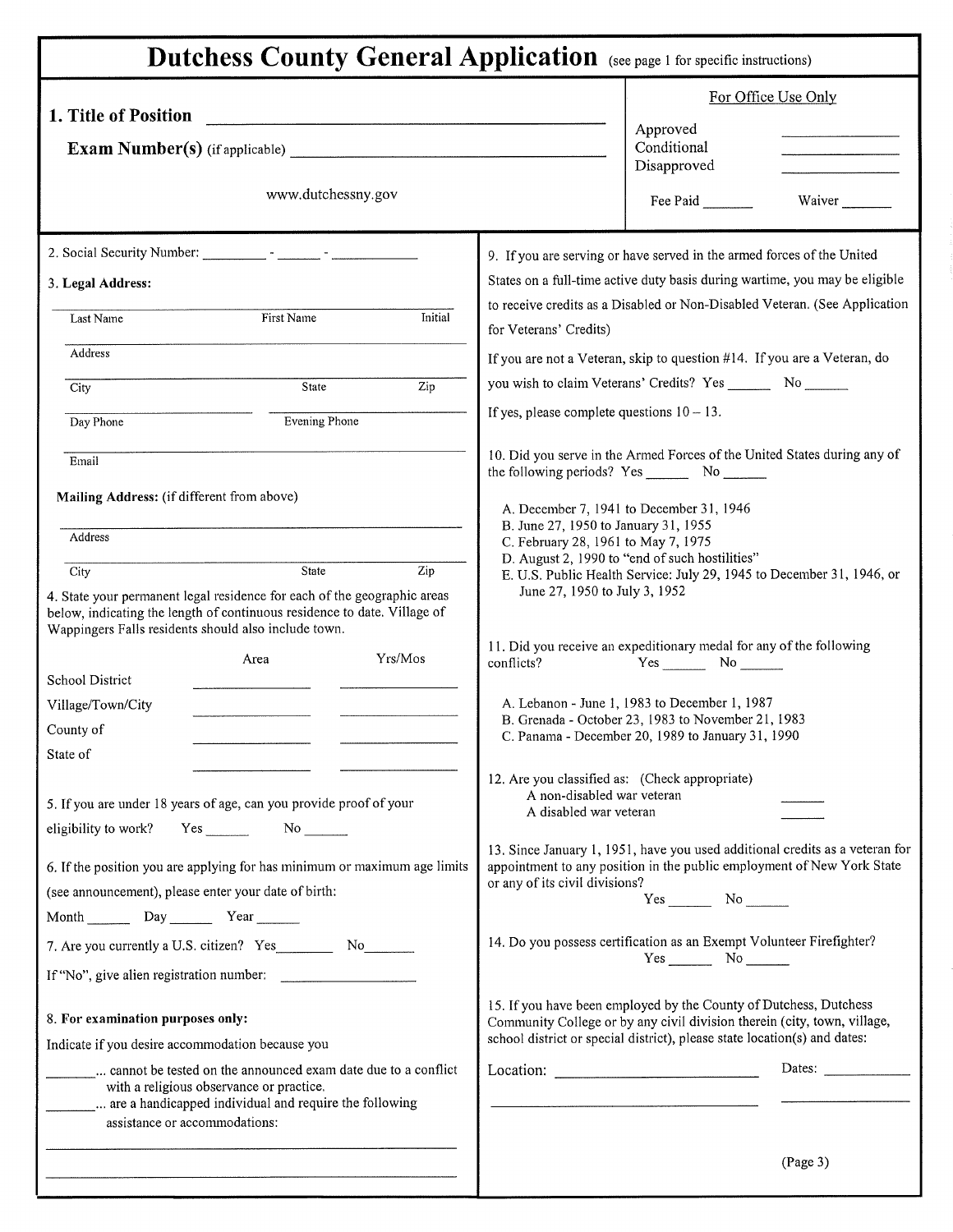# Dutchess County General Application (see page 1 for specific instructions)

**1. Title of Position** ______________________________

**Exam Number(s)** (if applicable) ______________________________

www.dutchessny.gov

For Office Use Only

Approved ____________
Conditional ____________
Disapproved ____________

Fee Paid ______ Waiver ______

2. Social Security Number: ________ - ______ - __________

3. **Legal Address:**

| Last Name | First Name | Initial |
|---|---|---|
| Address | | |
| City | State | Zip |
| Day Phone | Evening Phone | |
| Email | | |

**Mailing Address:** (if different from above)

| Address | | |
|---|---|---|
| City | State | Zip |

4. State your permanent legal residence for each of the geographic areas below, indicating the length of continuous residence to date. Village of Wappingers Falls residents should also include town.

| | Area | Yrs/Mos |
|---|---|---|
| School District | | |
| Village/Town/City | | |
| County of | | |
| State of | | |

5. If you are under 18 years of age, can you provide proof of your eligibility to work? Yes ______ No ______

6. If the position you are applying for has minimum or maximum age limits (see announcement), please enter your date of birth:

Month ______ Day ______ Year ______

7. Are you currently a U.S. citizen? Yes________ No________

If "No", give alien registration number: ____________

8. **For examination purposes only:**

Indicate if you desire accommodation because you

________... cannot be tested on the announced exam date due to a conflict with a religious observance or practice.
________... are a handicapped individual and require the following assistance or accommodations:

______________________________

______________________________

9. If you are serving or have served in the armed forces of the United States on a full-time active duty basis during wartime, you may be eligible to receive credits as a Disabled or Non-Disabled Veteran. (See Application for Veterans' Credits)

If you are not a Veteran, skip to question #14. If you are a Veteran, do you wish to claim Veterans' Credits? Yes ______ No ______

If yes, please complete questions 10 – 13.

10. Did you serve in the Armed Forces of the United States during any of the following periods? Yes ______ No ______

A. December 7, 1941 to December 31, 1946
B. June 27, 1950 to January 31, 1955
C. February 28, 1961 to May 7, 1975
D. August 2, 1990 to "end of such hostilities"
E. U.S. Public Health Service: July 29, 1945 to December 31, 1946, or June 27, 1950 to July 3, 1952

11. Did you receive an expeditionary medal for any of the following conflicts? Yes ______ No ______

A. Lebanon - June 1, 1983 to December 1, 1987
B. Grenada - October 23, 1983 to November 21, 1983
C. Panama - December 20, 1989 to January 31, 1990

12. Are you classified as: (Check appropriate)

A non-disabled war veteran ______
A disabled war veteran ______

13. Since January 1, 1951, have you used additional credits as a veteran for appointment to any position in the public employment of New York State or any of its civil divisions?
Yes ______ No ______

14. Do you possess certification as an Exempt Volunteer Firefighter?
Yes ______ No ______

15. If you have been employed by the County of Dutchess, Dutchess Community College or by any civil division therein (city, town, village, school district or special district), please state location(s) and dates:

Location: ____________________ Dates: __________

____________________ __________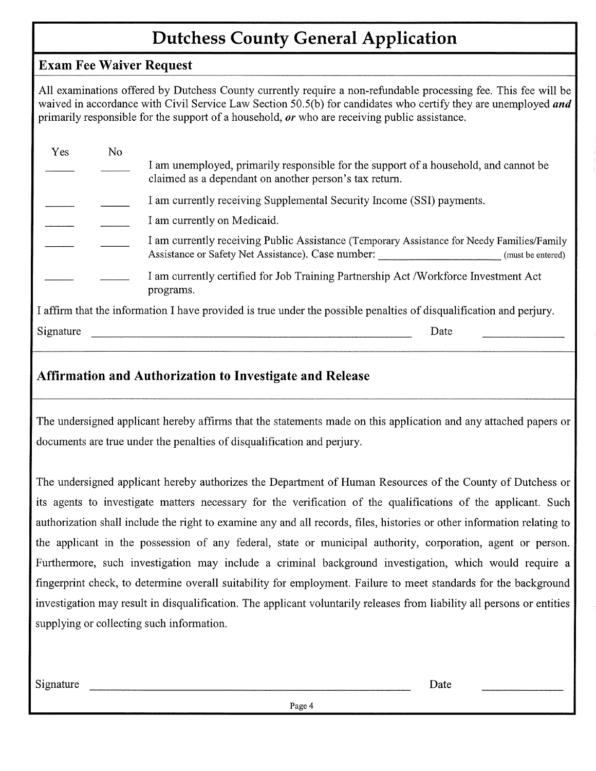# Dutchess County General Application

## Exam Fee Waiver Request

All examinations offered by Dutchess County currently require a non-refundable processing fee. This fee will be waived in accordance with Civil Service Law Section 50.5(b) for candidates who certify they are unemployed ***and*** primarily responsible for the support of a household, ***or*** who are receiving public assistance.

| Yes | No | |
|---|---|---|
| _____ | _____ | I am unemployed, primarily responsible for the support of a household, and cannot be claimed as a dependant on another person's tax return. |
| _____ | _____ | I am currently receiving Supplemental Security Income (SSI) payments. |
| _____ | _____ | I am currently on Medicaid. |
| _____ | _____ | I am currently receiving Public Assistance (Temporary Assistance for Needy Families/Family Assistance or Safety Net Assistance). Case number: ____________________ (must be entered) |
| _____ | _____ | I am currently certified for Job Training Partnership Act /Workforce Investment Act programs. |

I affirm that the information I have provided is true under the possible penalties of disqualification and perjury.

Signature ________________________________________________ Date ____________

## Affirmation and Authorization to Investigate and Release

The undersigned applicant hereby affirms that the statements made on this application and any attached papers or documents are true under the penalties of disqualification and perjury.

The undersigned applicant hereby authorizes the Department of Human Resources of the County of Dutchess or its agents to investigate matters necessary for the verification of the qualifications of the applicant. Such authorization shall include the right to examine any and all records, files, histories or other information relating to the applicant in the possession of any federal, state or municipal authority, corporation, agent or person. Furthermore, such investigation may include a criminal background investigation, which would require a fingerprint check, to determine overall suitability for employment. Failure to meet standards for the background investigation may result in disqualification. The applicant voluntarily releases from liability all persons or entities supplying or collecting such information.

Signature ________________________________________________ Date ____________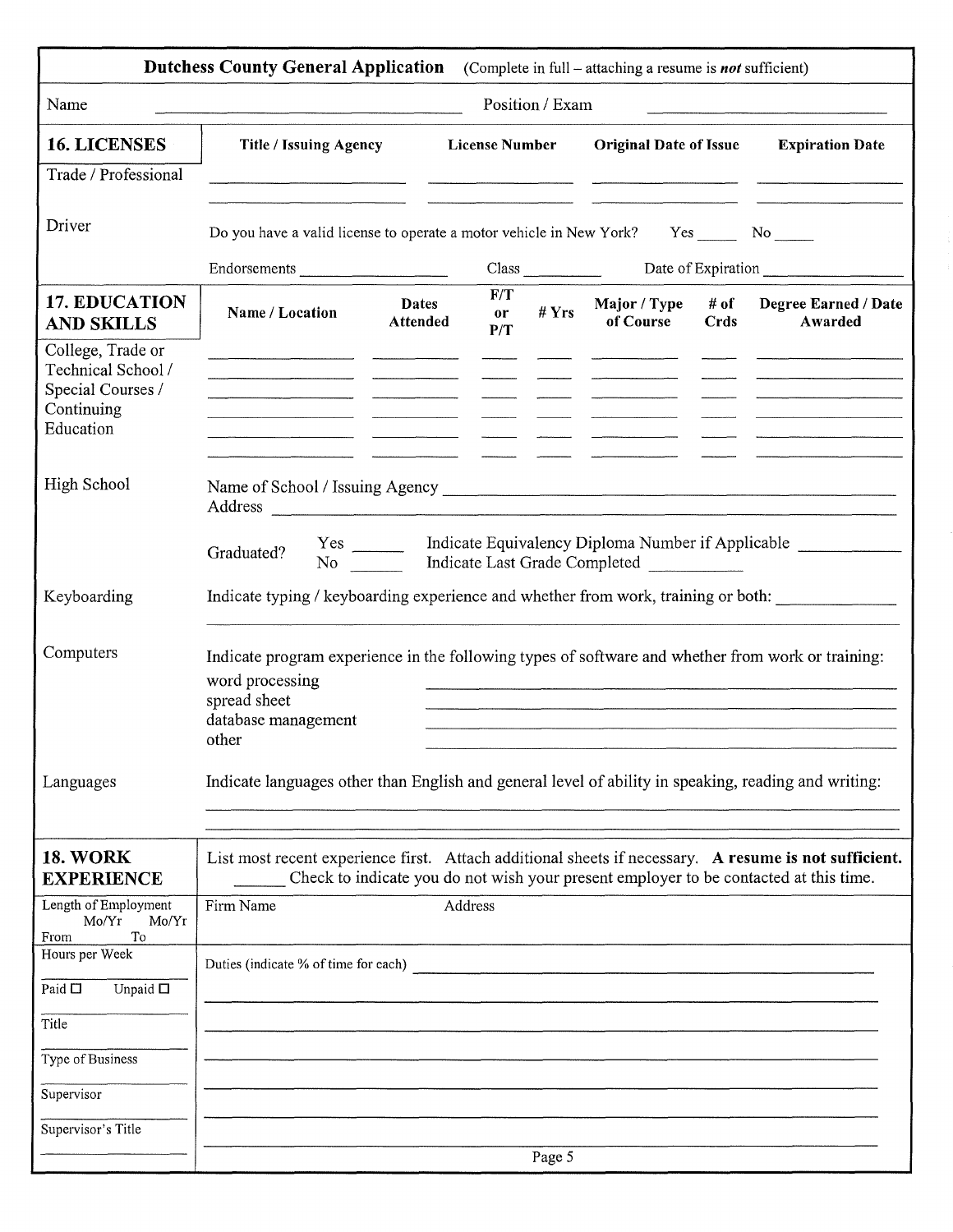**Dutchess County General Application** (Complete in full – attaching a resume is ***not*** sufficient)

Name \_\_\_\_\_\_\_\_\_\_\_\_\_\_\_\_\_\_\_\_\_\_\_\_\_\_\_\_ Position / Exam \_\_\_\_\_\_\_\_\_\_\_\_\_\_\_\_\_\_\_\_\_\_\_\_

## 16. LICENSES

| | Title / Issuing Agency | License Number | Original Date of Issue | Expiration Date |
|---|---|---|---|---|
| Trade / Professional | | | | |
| | | | | |

**Driver**

Do you have a valid license to operate a motor vehicle in New York? Yes \_\_\_\_\_ No \_\_\_\_\_

Endorsements \_\_\_\_\_\_\_\_\_\_\_\_\_\_\_\_ Class \_\_\_\_\_\_\_\_\_ Date of Expiration \_\_\_\_\_\_\_\_\_\_\_\_\_\_\_\_

## 17. EDUCATION AND SKILLS

| | Name / Location | Dates Attended | F/T or P/T | # Yrs | Major / Type of Course | # of Crds | Degree Earned / Date Awarded |
|---|---|---|---|---|---|---|---|
| College, Trade or Technical School / Special Courses / Continuing Education | | | | | | | |
| | | | | | | | |
| | | | | | | | |
| | | | | | | | |
| | | | | | | | |

**High School**

Name of School / Issuing Agency \_\_\_\_\_\_\_\_\_\_\_\_\_\_\_\_\_\_\_\_\_\_\_\_\_\_\_\_\_\_\_\_\_\_\_\_\_\_\_\_

Address \_\_\_\_\_\_\_\_\_\_\_\_\_\_\_\_\_\_\_\_\_\_\_\_\_\_\_\_\_\_\_\_\_\_\_\_\_\_\_\_\_\_\_\_\_\_\_\_\_\_\_\_\_\_\_\_\_\_

Graduated? Yes \_\_\_\_\_\_ No \_\_\_\_\_\_ Indicate Equivalency Diploma Number if Applicable \_\_\_\_\_\_\_\_\_\_\_\_ Indicate Last Grade Completed \_\_\_\_\_\_\_\_\_\_

**Keyboarding**

Indicate typing / keyboarding experience and whether from work, training or both: \_\_\_\_\_\_\_\_\_\_\_\_\_\_

**Computers**

Indicate program experience in the following types of software and whether from work or training:

- word processing \_\_\_\_\_\_\_\_\_\_\_\_\_\_\_\_\_\_\_\_\_\_\_\_\_\_\_\_\_\_\_\_\_\_\_\_\_\_
- spread sheet \_\_\_\_\_\_\_\_\_\_\_\_\_\_\_\_\_\_\_\_\_\_\_\_\_\_\_\_\_\_\_\_\_\_\_\_\_\_
- database management \_\_\_\_\_\_\_\_\_\_\_\_\_\_\_\_\_\_\_\_\_\_\_\_\_\_\_\_\_\_\_\_\_\_\_\_\_\_
- other \_\_\_\_\_\_\_\_\_\_\_\_\_\_\_\_\_\_\_\_\_\_\_\_\_\_\_\_\_\_\_\_\_\_\_\_\_\_

**Languages**

Indicate languages other than English and general level of ability in speaking, reading and writing:

## 18. WORK EXPERIENCE

List most recent experience first. Attach additional sheets if necessary. **A resume is not sufficient.**

\_\_\_\_\_\_ Check to indicate you do not wish your present employer to be contacted at this time.

| Length of Employment Mo/Yr From – Mo/Yr To | Firm Name | Address |
|---|---|---|
| | | |

Hours per Week \_\_\_\_\_\_\_\_

Paid ☐ Unpaid ☐

Title \_\_\_\_\_\_\_\_

Type of Business \_\_\_\_\_\_\_\_

Supervisor \_\_\_\_\_\_\_\_

Supervisor's Title \_\_\_\_\_\_\_\_

Duties (indicate % of time for each) \_\_\_\_\_\_\_\_\_\_\_\_\_\_\_\_\_\_\_\_\_\_\_\_\_\_\_\_\_\_\_\_\_\_\_\_\_\_\_\_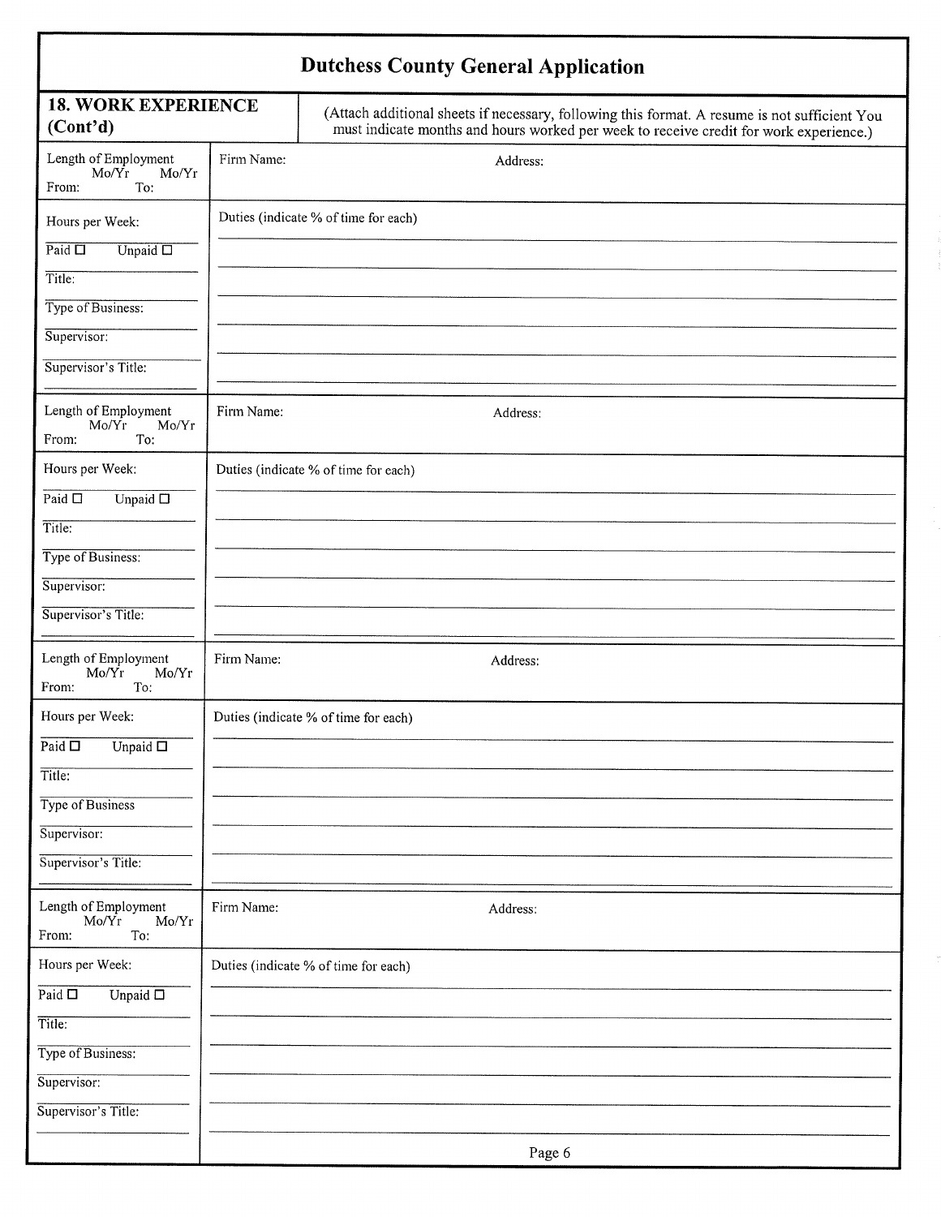# Dutchess County General Application

## 18. WORK EXPERIENCE (Cont'd)

(Attach additional sheets if necessary, following this format. A resume is not sufficient You must indicate months and hours worked per week to receive credit for work experience.)

| | |
|---|---|
| Length of Employment<br>Mo/Yr Mo/Yr<br>From: To: | Firm Name: Address: |
| Hours per Week:<br>Paid ☐ Unpaid ☐<br>Title:<br>Type of Business:<br>Supervisor:<br>Supervisor's Title: | Duties (indicate % of time for each) |
| Length of Employment<br>Mo/Yr Mo/Yr<br>From: To: | Firm Name: Address: |
| Hours per Week:<br>Paid ☐ Unpaid ☐<br>Title:<br>Type of Business:<br>Supervisor:<br>Supervisor's Title: | Duties (indicate % of time for each) |
| Length of Employment<br>Mo/Yr Mo/Yr<br>From: To: | Firm Name: Address: |
| Hours per Week:<br>Paid ☐ Unpaid ☐<br>Title:<br>Type of Business<br>Supervisor:<br>Supervisor's Title: | Duties (indicate % of time for each) |
| Length of Employment<br>Mo/Yr Mo/Yr<br>From: To: | Firm Name: Address: |
| Hours per Week:<br>Paid ☐ Unpaid ☐<br>Title:<br>Type of Business:<br>Supervisor:<br>Supervisor's Title: | Duties (indicate % of time for each) |